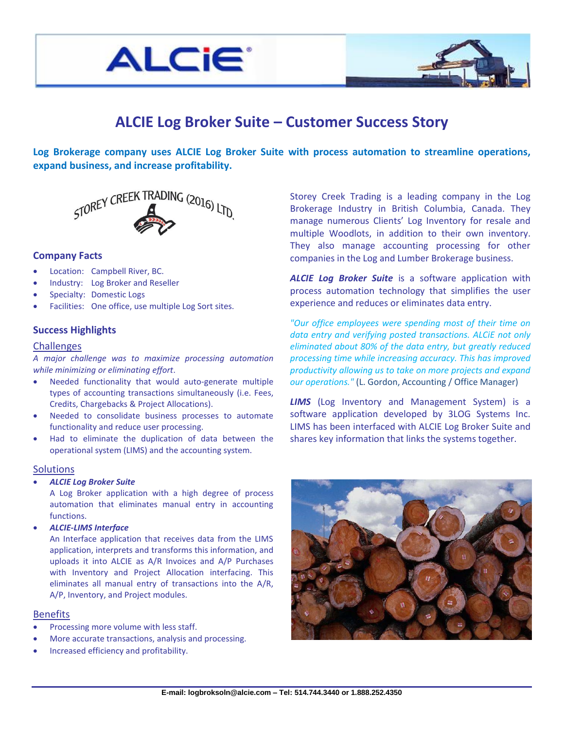# ALCIE Log Broker Suite – Customer Success Story

**Log Brokerage company uses ALCIE Log Broker Suite with process automation to streamline operations, expand business, and increase profitability.**

STOREY CREEK TRADING (2016) LTD.

### Company Facts

- Location: Campbell River, BC.
- Industry: Log Broker and Reseller
- Specialty: Domestic Logs
- Facilities: One office, use multiple Log Sort sites.

### Success Highlights

#### Challenges

*A major challenge was to maximize processing automation while minimizing or eliminating effort.*

- Needed functionality that would auto-generate multiple types of accounting transactions simultaneously (i.e. Fees, Credits, Chargebacks & Project Allocations).
- Needed to consolidate business processes to automate functionality and reduce user processing.
- Had to eliminate the duplication of data between the operational system (LIMS) and the accounting system.

#### Solutions

- ***ALCIE Log Broker Suite***
  A Log Broker application with a high degree of process automation that eliminates manual entry in accounting functions.
- ***ALCIE-LIMS Interface***
  An Interface application that receives data from the LIMS application, interprets and transforms this information, and uploads it into ALCIE as A/R Invoices and A/P Purchases with Inventory and Project Allocation interfacing. This eliminates all manual entry of transactions into the A/R, A/P, Inventory, and Project modules.

#### Benefits

- Processing more volume with less staff.
- More accurate transactions, analysis and processing.
- Increased efficiency and profitability.

Storey Creek Trading is a leading company in the Log Brokerage Industry in British Columbia, Canada. They manage numerous Clients' Log Inventory for resale and multiple Woodlots, in addition to their own inventory. They also manage accounting processing for other companies in the Log and Lumber Brokerage business.

***ALCIE Log Broker Suite*** is a software application with process automation technology that simplifies the user experience and reduces or eliminates data entry.

*"Our office employees were spending most of their time on data entry and verifying posted transactions. ALCiE not only eliminated about 80% of the data entry, but greatly reduced processing time while increasing accuracy. This has improved productivity allowing us to take on more projects and expand our operations."* (L. Gordon, Accounting / Office Manager)

***LIMS*** (Log Inventory and Management System) is a software application developed by 3LOG Systems Inc. LIMS has been interfaced with ALCIE Log Broker Suite and shares key information that links the systems together.

**E-mail: logbroksoln@alcie.com – Tel: 514.744.3440 or 1.888.252.4350**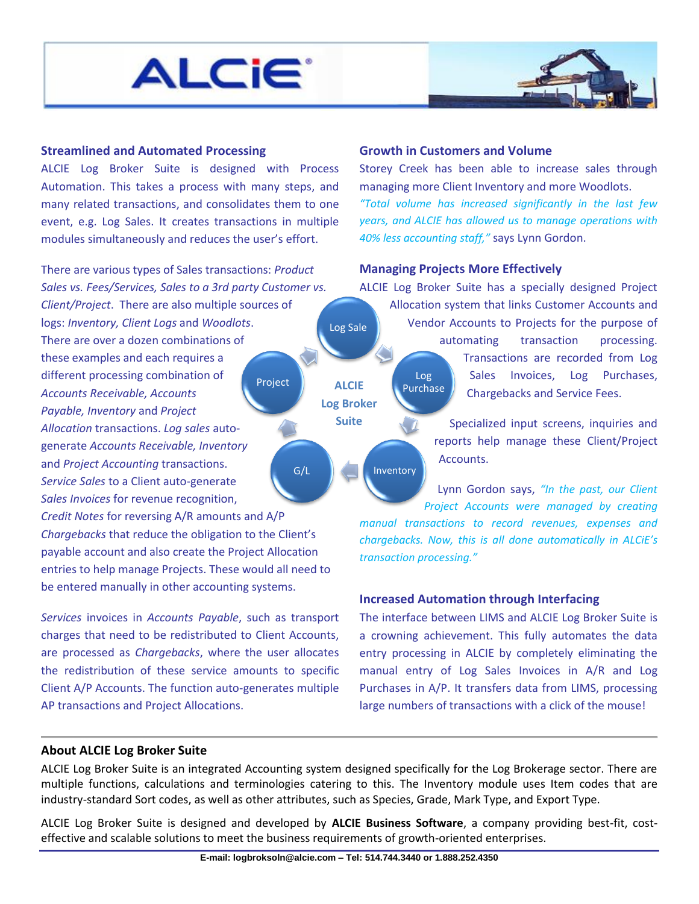## Streamlined and Automated Processing

ALCIE Log Broker Suite is designed with Process Automation. This takes a process with many steps, and many related transactions, and consolidates them to one event, e.g. Log Sales. It creates transactions in multiple modules simultaneously and reduces the user's effort.

There are various types of Sales transactions: *Product Sales vs. Fees/Services, Sales to a 3rd party Customer vs. Client/Project*. There are also multiple sources of logs: *Inventory, Client Logs* and *Woodlots*. There are over a dozen combinations of these examples and each requires a different processing combination of *Accounts Receivable, Accounts Payable, Inventory* and *Project Allocation* transactions. *Log sales* auto-generate *Accounts Receivable, Inventory* and *Project Accounting* transactions. *Service Sales* to a Client auto-generate *Sales Invoices* for revenue recognition, *Credit Notes* for reversing A/R amounts and A/P *Chargebacks* that reduce the obligation to the Client's payable account and also create the Project Allocation entries to help manage Projects. These would all need to be entered manually in other accounting systems.

Log Sale
Log Purchase
Inventory
G/L
Project
ALCIE Log Broker Suite

*Services* invoices in *Accounts Payable*, such as transport charges that need to be redistributed to Client Accounts, are processed as *Chargebacks*, where the user allocates the redistribution of these service amounts to specific Client A/P Accounts. The function auto-generates multiple AP transactions and Project Allocations.

## Growth in Customers and Volume

Storey Creek has been able to increase sales through managing more Client Inventory and more Woodlots. *"Total volume has increased significantly in the last few years, and ALCIE has allowed us to manage operations with 40% less accounting staff,"* says Lynn Gordon.

## Managing Projects More Effectively

ALCIE Log Broker Suite has a specially designed Project Allocation system that links Customer Accounts and Vendor Accounts to Projects for the purpose of automating transaction processing. Transactions are recorded from Log Sales Invoices, Log Purchases, Chargebacks and Service Fees.

Specialized input screens, inquiries and reports help manage these Client/Project Accounts.

Lynn Gordon says, *"In the past, our Client Project Accounts were managed by creating manual transactions to record revenues, expenses and chargebacks. Now, this is all done automatically in ALCiE's transaction processing."*

## Increased Automation through Interfacing

The interface between LIMS and ALCIE Log Broker Suite is a crowning achievement. This fully automates the data entry processing in ALCIE by completely eliminating the manual entry of Log Sales Invoices in A/R and Log Purchases in A/P. It transfers data from LIMS, processing large numbers of transactions with a click of the mouse!

---

### About ALCIE Log Broker Suite

ALCIE Log Broker Suite is an integrated Accounting system designed specifically for the Log Brokerage sector. There are multiple functions, calculations and terminologies catering to this. The Inventory module uses Item codes that are industry-standard Sort codes, as well as other attributes, such as Species, Grade, Mark Type, and Export Type.

ALCIE Log Broker Suite is designed and developed by **ALCIE Business Software**, a company providing best-fit, cost-effective and scalable solutions to meet the business requirements of growth-oriented enterprises.

**E-mail: logbroksoln@alcie.com – Tel: 514.744.3440 or 1.888.252.4350**